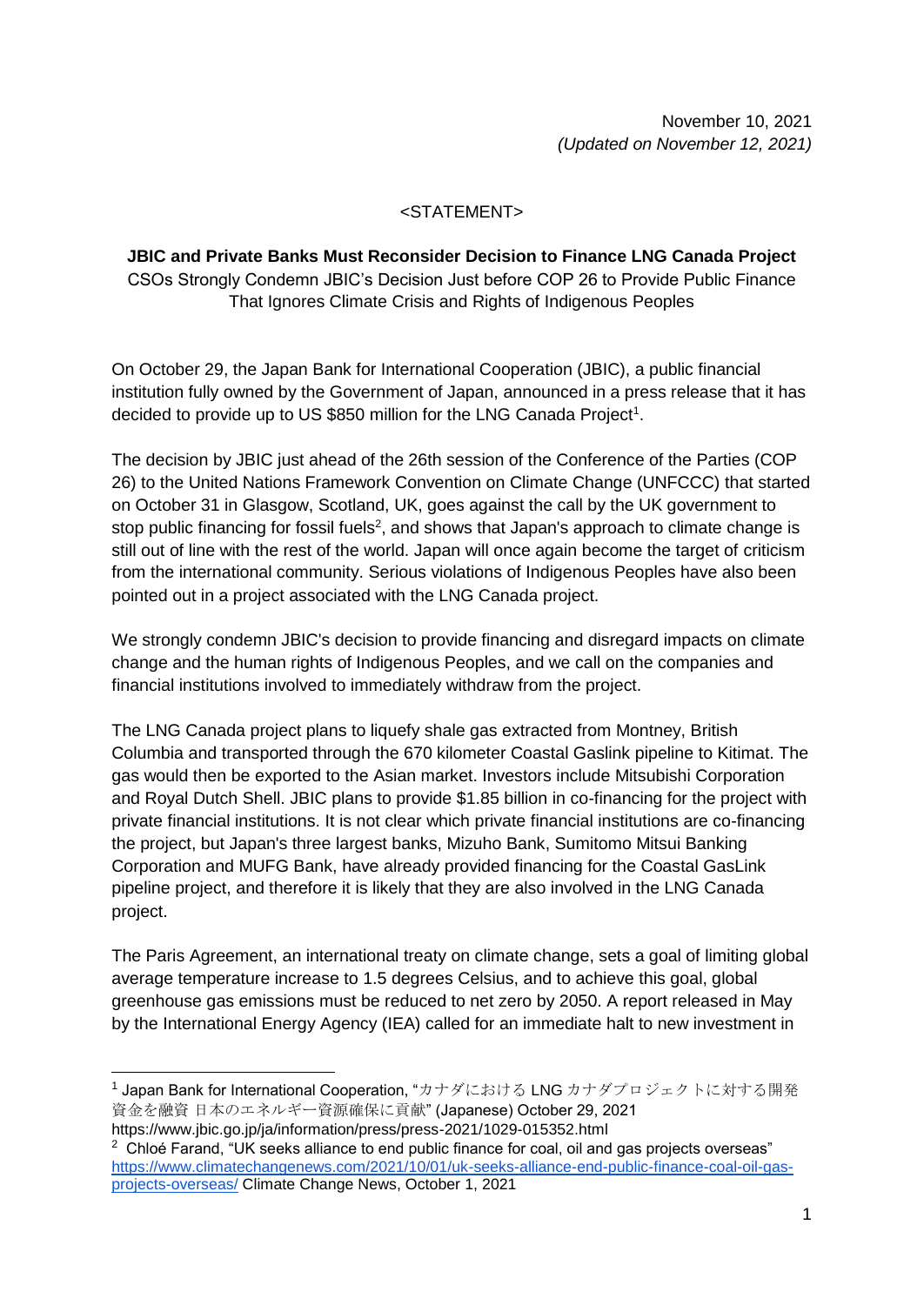November 10, 2021
*(Updated on November 12, 2021)*

<STATEMENT>

**JBIC and Private Banks Must Reconsider Decision to Finance LNG Canada Project**

CSOs Strongly Condemn JBIC's Decision Just before COP 26 to Provide Public Finance That Ignores Climate Crisis and Rights of Indigenous Peoples

On October 29, the Japan Bank for International Cooperation (JBIC), a public financial institution fully owned by the Government of Japan, announced in a press release that it has decided to provide up to US $850 million for the LNG Canada Project[1].

The decision by JBIC just ahead of the 26th session of the Conference of the Parties (COP 26) to the United Nations Framework Convention on Climate Change (UNFCCC) that started on October 31 in Glasgow, Scotland, UK, goes against the call by the UK government to stop public financing for fossil fuels[2], and shows that Japan's approach to climate change is still out of line with the rest of the world. Japan will once again become the target of criticism from the international community. Serious violations of Indigenous Peoples have also been pointed out in a project associated with the LNG Canada project.

We strongly condemn JBIC's decision to provide financing and disregard impacts on climate change and the human rights of Indigenous Peoples, and we call on the companies and financial institutions involved to immediately withdraw from the project.

The LNG Canada project plans to liquefy shale gas extracted from Montney, British Columbia and transported through the 670 kilometer Coastal Gaslink pipeline to Kitimat. The gas would then be exported to the Asian market. Investors include Mitsubishi Corporation and Royal Dutch Shell. JBIC plans to provide $1.85 billion in co-financing for the project with private financial institutions. It is not clear which private financial institutions are co-financing the project, but Japan's three largest banks, Mizuho Bank, Sumitomo Mitsui Banking Corporation and MUFG Bank, have already provided financing for the Coastal GasLink pipeline project, and therefore it is likely that they are also involved in the LNG Canada project.

The Paris Agreement, an international treaty on climate change, sets a goal of limiting global average temperature increase to 1.5 degrees Celsius, and to achieve this goal, global greenhouse gas emissions must be reduced to net zero by 2050. A report released in May by the International Energy Agency (IEA) called for an immediate halt to new investment in

---

[1] Japan Bank for International Cooperation, "カナダにおける LNG カナダプロジェクトに対する開発資金を融資 日本のエネルギー資源確保に貢献" (Japanese) October 29, 2021 https://www.jbic.go.jp/ja/information/press/press-2021/1029-015352.html

[2] Chloé Farand, "UK seeks alliance to end public finance for coal, oil and gas projects overseas" https://www.climatechangenews.com/2021/10/01/uk-seeks-alliance-end-public-finance-coal-oil-gas-projects-overseas/ Climate Change News, October 1, 2021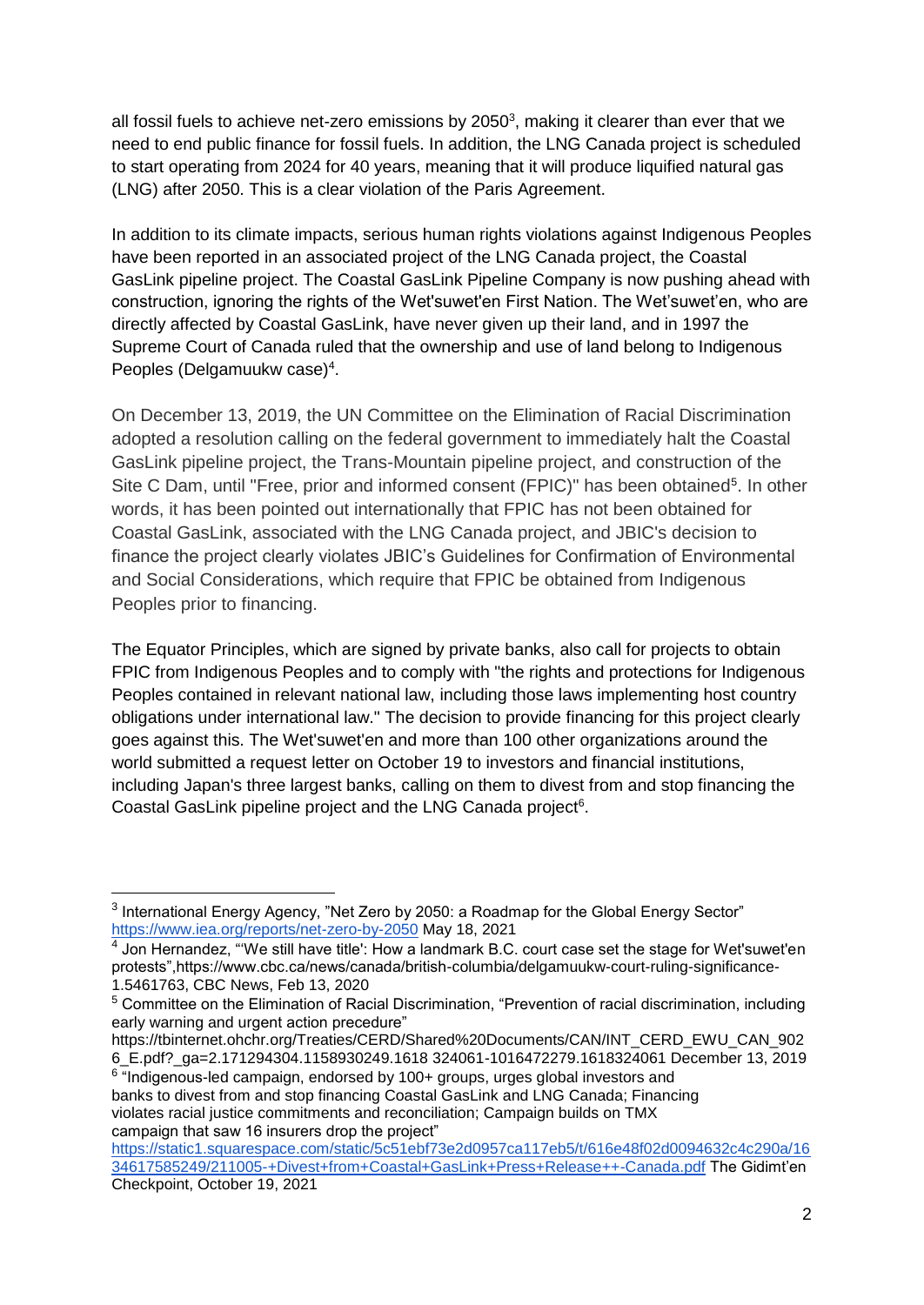all fossil fuels to achieve net-zero emissions by 2050[3], making it clearer than ever that we need to end public finance for fossil fuels. In addition, the LNG Canada project is scheduled to start operating from 2024 for 40 years, meaning that it will produce liquified natural gas (LNG) after 2050. This is a clear violation of the Paris Agreement.

In addition to its climate impacts, serious human rights violations against Indigenous Peoples have been reported in an associated project of the LNG Canada project, the Coastal GasLink pipeline project. The Coastal GasLink Pipeline Company is now pushing ahead with construction, ignoring the rights of the Wet'suwet'en First Nation. The Wet'suwet'en, who are directly affected by Coastal GasLink, have never given up their land, and in 1997 the Supreme Court of Canada ruled that the ownership and use of land belong to Indigenous Peoples (Delgamuukw case)[4].

On December 13, 2019, the UN Committee on the Elimination of Racial Discrimination adopted a resolution calling on the federal government to immediately halt the Coastal GasLink pipeline project, the Trans-Mountain pipeline project, and construction of the Site C Dam, until "Free, prior and informed consent (FPIC)" has been obtained[5]. In other words, it has been pointed out internationally that FPIC has not been obtained for Coastal GasLink, associated with the LNG Canada project, and JBIC's decision to finance the project clearly violates JBIC's Guidelines for Confirmation of Environmental and Social Considerations, which require that FPIC be obtained from Indigenous Peoples prior to financing.

The Equator Principles, which are signed by private banks, also call for projects to obtain FPIC from Indigenous Peoples and to comply with "the rights and protections for Indigenous Peoples contained in relevant national law, including those laws implementing host country obligations under international law." The decision to provide financing for this project clearly goes against this. The Wet'suwet'en and more than 100 other organizations around the world submitted a request letter on October 19 to investors and financial institutions, including Japan's three largest banks, calling on them to divest from and stop financing the Coastal GasLink pipeline project and the LNG Canada project[6].

---

[3] International Energy Agency, "Net Zero by 2050: a Roadmap for the Global Energy Sector" https://www.iea.org/reports/net-zero-by-2050 May 18, 2021

[4] Jon Hernandez, "'We still have title': How a landmark B.C. court case set the stage for Wet'suwet'en protests",https://www.cbc.ca/news/canada/british-columbia/delgamuukw-court-ruling-significance-1.5461763, CBC News, Feb 13, 2020

[5] Committee on the Elimination of Racial Discrimination, "Prevention of racial discrimination, including early warning and urgent action precedure" https://tbinternet.ohchr.org/Treaties/CERD/Shared%20Documents/CAN/INT_CERD_EWU_CAN_9026_E.pdf?_ga=2.171294304.1158930249.1618 324061-1016472279.1618324061 December 13, 2019

[6] "Indigenous-led campaign, endorsed by 100+ groups, urges global investors and banks to divest from and stop financing Coastal GasLink and LNG Canada; Financing violates racial justice commitments and reconciliation; Campaign builds on TMX campaign that saw 16 insurers drop the project" https://static1.squarespace.com/static/5c51ebf73e2d0957ca117eb5/t/616e48f02d0094632c4c290a/1634617585249/211005-+Divest+from+Coastal+GasLink+Press+Release++-Canada.pdf The Gidimt'en Checkpoint, October 19, 2021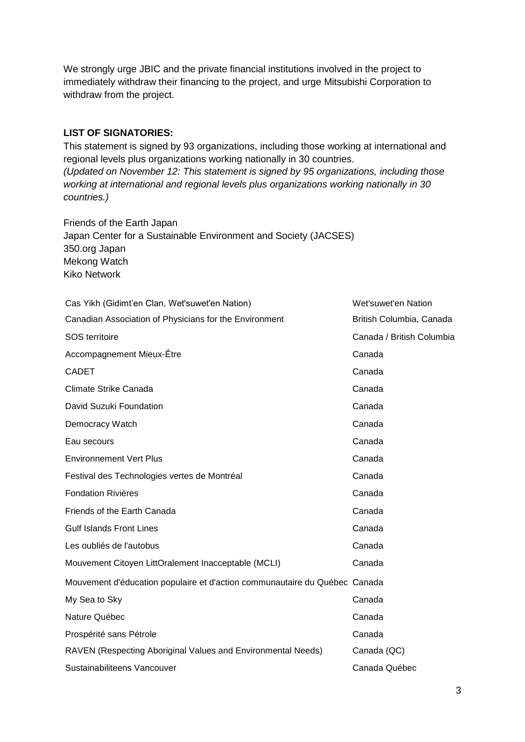We strongly urge JBIC and the private financial institutions involved in the project to immediately withdraw their financing to the project, and urge Mitsubishi Corporation to withdraw from the project.

**LIST OF SIGNATORIES:**

This statement is signed by 93 organizations, including those working at international and regional levels plus organizations working nationally in 30 countries.
*(Updated on November 12: This statement is signed by 95 organizations, including those working at international and regional levels plus organizations working nationally in 30 countries.)*

Friends of the Earth Japan
Japan Center for a Sustainable Environment and Society (JACSES)
350.org Japan
Mekong Watch
Kiko Network

| | |
|---|---|
| Cas Yikh (Gidimt'en Clan, Wet'suwet'en Nation) | Wet'suwet'en Nation |
| Canadian Association of Physicians for the Environment | British Columbia, Canada |
| SOS territoire | Canada / British Columbia |
| Accompagnement Mieux-Être | Canada |
| CADET | Canada |
| Climate Strike Canada | Canada |
| David Suzuki Foundation | Canada |
| Democracy Watch | Canada |
| Eau secours | Canada |
| Environnement Vert Plus | Canada |
| Festival des Technologies vertes de Montréal | Canada |
| Fondation Rivières | Canada |
| Friends of the Earth Canada | Canada |
| Gulf Islands Front Lines | Canada |
| Les oubliés de l'autobus | Canada |
| Mouvement Citoyen LittOralement Inacceptable (MCLI) | Canada |
| Mouvement d'éducation populaire et d'action communautaire du Québec | Canada |
| My Sea to Sky | Canada |
| Nature Québec | Canada |
| Prospérité sans Pétrole | Canada |
| RAVEN (Respecting Aboriginal Values and Environmental Needs) | Canada (QC) |
| Sustainabiliteens Vancouver | Canada Québec |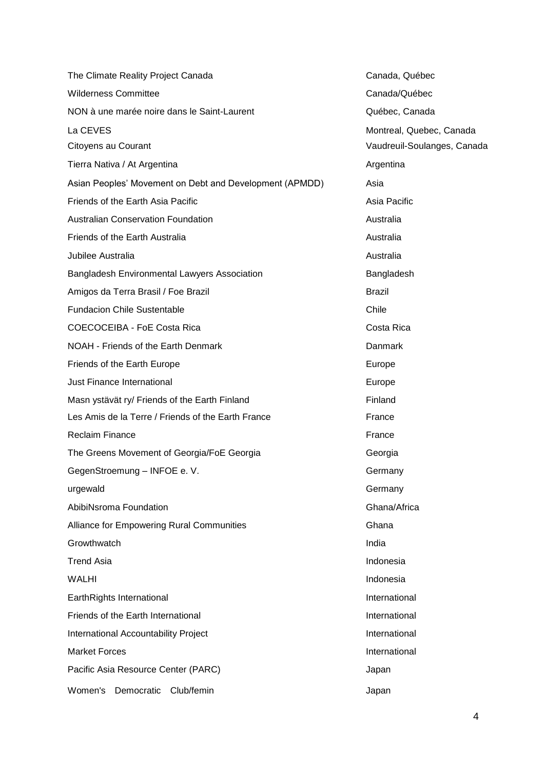| | |
|---|---|
| The Climate Reality Project Canada | Canada, Québec |
| Wilderness Committee | Canada/Québec |
| NON à une marée noire dans le Saint-Laurent | Québec, Canada |
| La CEVES | Montreal, Quebec, Canada |
| Citoyens au Courant | Vaudreuil-Soulanges, Canada |
| Tierra Nativa / At Argentina | Argentina |
| Asian Peoples' Movement on Debt and Development (APMDD) | Asia |
| Friends of the Earth Asia Pacific | Asia Pacific |
| Australian Conservation Foundation | Australia |
| Friends of the Earth Australia | Australia |
| Jubilee Australia | Australia |
| Bangladesh Environmental Lawyers Association | Bangladesh |
| Amigos da Terra Brasil / Foe Brazil | Brazil |
| Fundacion Chile Sustentable | Chile |
| COECOCEIBA - FoE Costa Rica | Costa Rica |
| NOAH - Friends of the Earth Denmark | Danmark |
| Friends of the Earth Europe | Europe |
| Just Finance International | Europe |
| Masn ystävät ry/ Friends of the Earth Finland | Finland |
| Les Amis de la Terre / Friends of the Earth France | France |
| Reclaim Finance | France |
| The Greens Movement of Georgia/FoE Georgia | Georgia |
| GegenStroemung – INFOE e. V. | Germany |
| urgewald | Germany |
| AbibiNsroma Foundation | Ghana/Africa |
| Alliance for Empowering Rural Communities | Ghana |
| Growthwatch | India |
| Trend Asia | Indonesia |
| WALHI | Indonesia |
| EarthRights International | International |
| Friends of the Earth International | International |
| International Accountability Project | International |
| Market Forces | International |
| Pacific Asia Resource Center (PARC) | Japan |
| Women's Democratic Club/femin | Japan |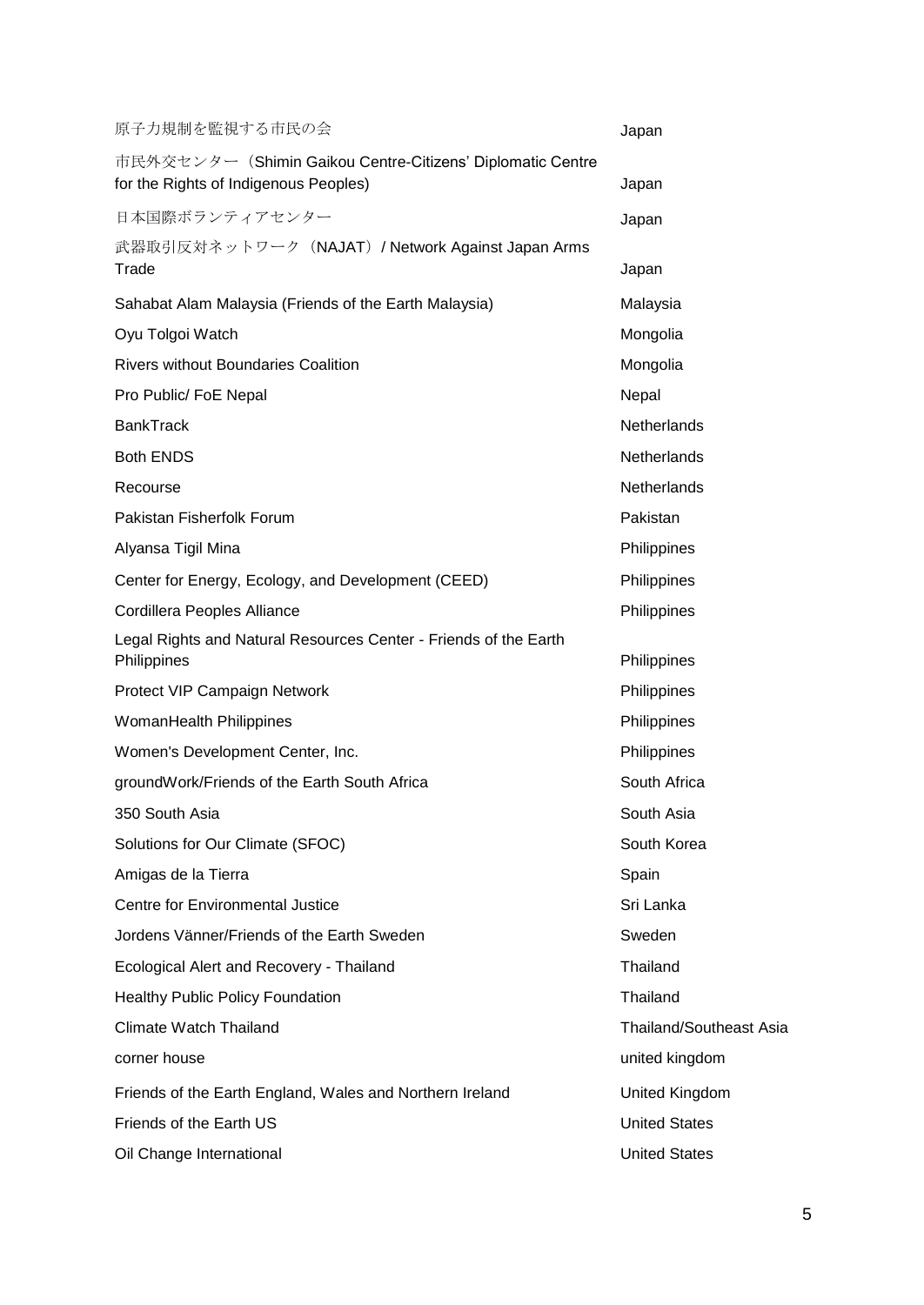| | |
|---|---|
| 原子力規制を監視する市民の会 | Japan |
| 市民外交センター（Shimin Gaikou Centre-Citizens' Diplomatic Centre for the Rights of Indigenous Peoples) | Japan |
| 日本国際ボランティアセンター | Japan |
| 武器取引反対ネットワーク（NAJAT）/ Network Against Japan Arms Trade | Japan |
| Sahabat Alam Malaysia (Friends of the Earth Malaysia) | Malaysia |
| Oyu Tolgoi Watch | Mongolia |
| Rivers without Boundaries Coalition | Mongolia |
| Pro Public/ FoE Nepal | Nepal |
| BankTrack | Netherlands |
| Both ENDS | Netherlands |
| Recourse | Netherlands |
| Pakistan Fisherfolk Forum | Pakistan |
| Alyansa Tigil Mina | Philippines |
| Center for Energy, Ecology, and Development (CEED) | Philippines |
| Cordillera Peoples Alliance | Philippines |
| Legal Rights and Natural Resources Center - Friends of the Earth Philippines | Philippines |
| Protect VIP Campaign Network | Philippines |
| WomanHealth Philippines | Philippines |
| Women's Development Center, Inc. | Philippines |
| groundWork/Friends of the Earth South Africa | South Africa |
| 350 South Asia | South Asia |
| Solutions for Our Climate (SFOC) | South Korea |
| Amigas de la Tierra | Spain |
| Centre for Environmental Justice | Sri Lanka |
| Jordens Vänner/Friends of the Earth Sweden | Sweden |
| Ecological Alert and Recovery - Thailand | Thailand |
| Healthy Public Policy Foundation | Thailand |
| Climate Watch Thailand | Thailand/Southeast Asia |
| corner house | united kingdom |
| Friends of the Earth England, Wales and Northern Ireland | United Kingdom |
| Friends of the Earth US | United States |
| Oil Change International | United States |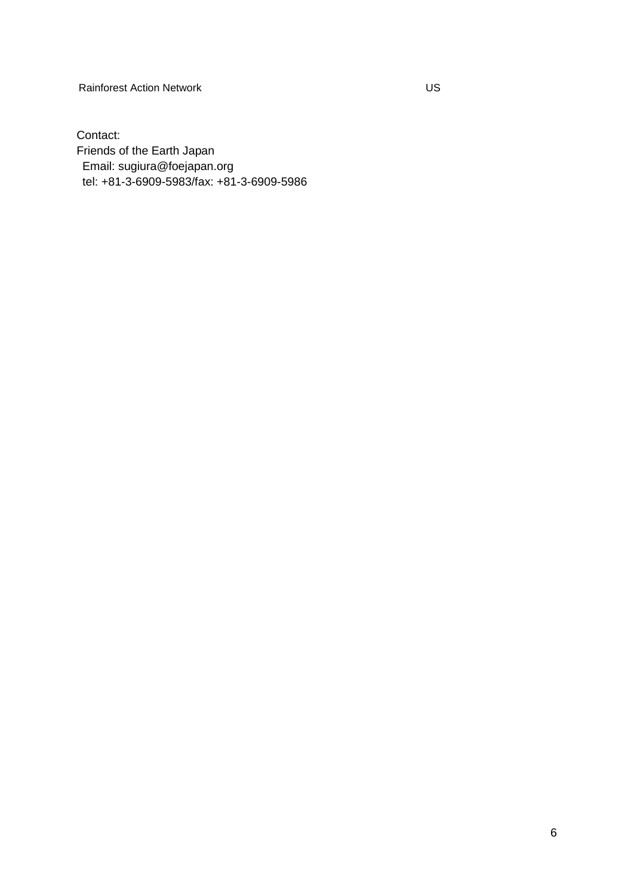| | |
|---|---|
| Rainforest Action Network | US |

Contact:
Friends of the Earth Japan
Email: sugiura@foejapan.org
tel: +81-3-6909-5983/fax: +81-3-6909-5986